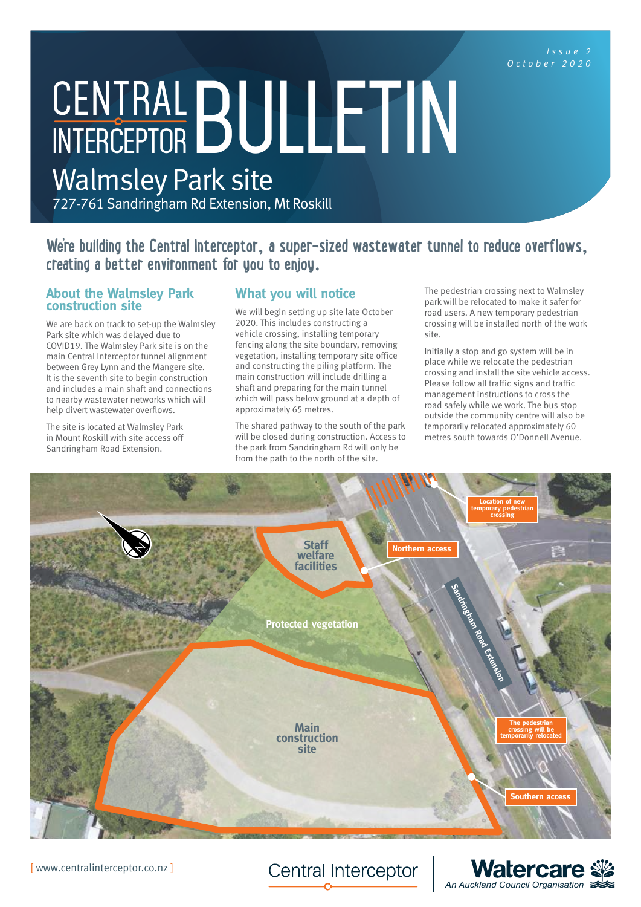Issue 2
October 2020

# CENTRAL INTERCEPTOR BULLETIN

## Walmsley Park site

727-761 Sandringham Rd Extension, Mt Roskill

**We're building the Central Interceptor, a super-sized wastewater tunnel to reduce overflows, creating a better environment for you to enjoy.**

### About the Walmsley Park construction site

We are back on track to set-up the Walmsley Park site which was delayed due to COVID19. The Walmsley Park site is on the main Central Interceptor tunnel alignment between Grey Lynn and the Mangere site. It is the seventh site to begin construction and includes a main shaft and connections to nearby wastewater networks which will help divert wastewater overflows.

The site is located at Walmsley Park in Mount Roskill with site access off Sandringham Road Extension.

### What you will notice

We will begin setting up site late October 2020. This includes constructing a vehicle crossing, installing temporary fencing along the site boundary, removing vegetation, installing temporary site office and constructing the piling platform. The main construction will include drilling a shaft and preparing for the main tunnel which will pass below ground at a depth of approximately 65 metres.

The shared pathway to the south of the park will be closed during construction. Access to the park from Sandringham Rd will only be from the path to the north of the site.

The pedestrian crossing next to Walmsley park will be relocated to make it safer for road users. A new temporary pedestrian crossing will be installed north of the work site.

Initially a stop and go system will be in place while we relocate the pedestrian crossing and install the site vehicle access. Please follow all traffic signs and traffic management instructions to cross the road safely while we work. The bus stop outside the community centre will also be temporarily relocated approximately 60 metres south towards O'Donnell Avenue.

Location of new temporary pedestrian crossing

Staff welfare facilities

Northern access

Sandringham Road Extension

Protected vegetation

Main construction site

The pedestrian crossing will be temporarily relocated

Southern access

[ www.centralinterceptor.co.nz ]

Central Interceptor

Watercare
An Auckland Council Organisation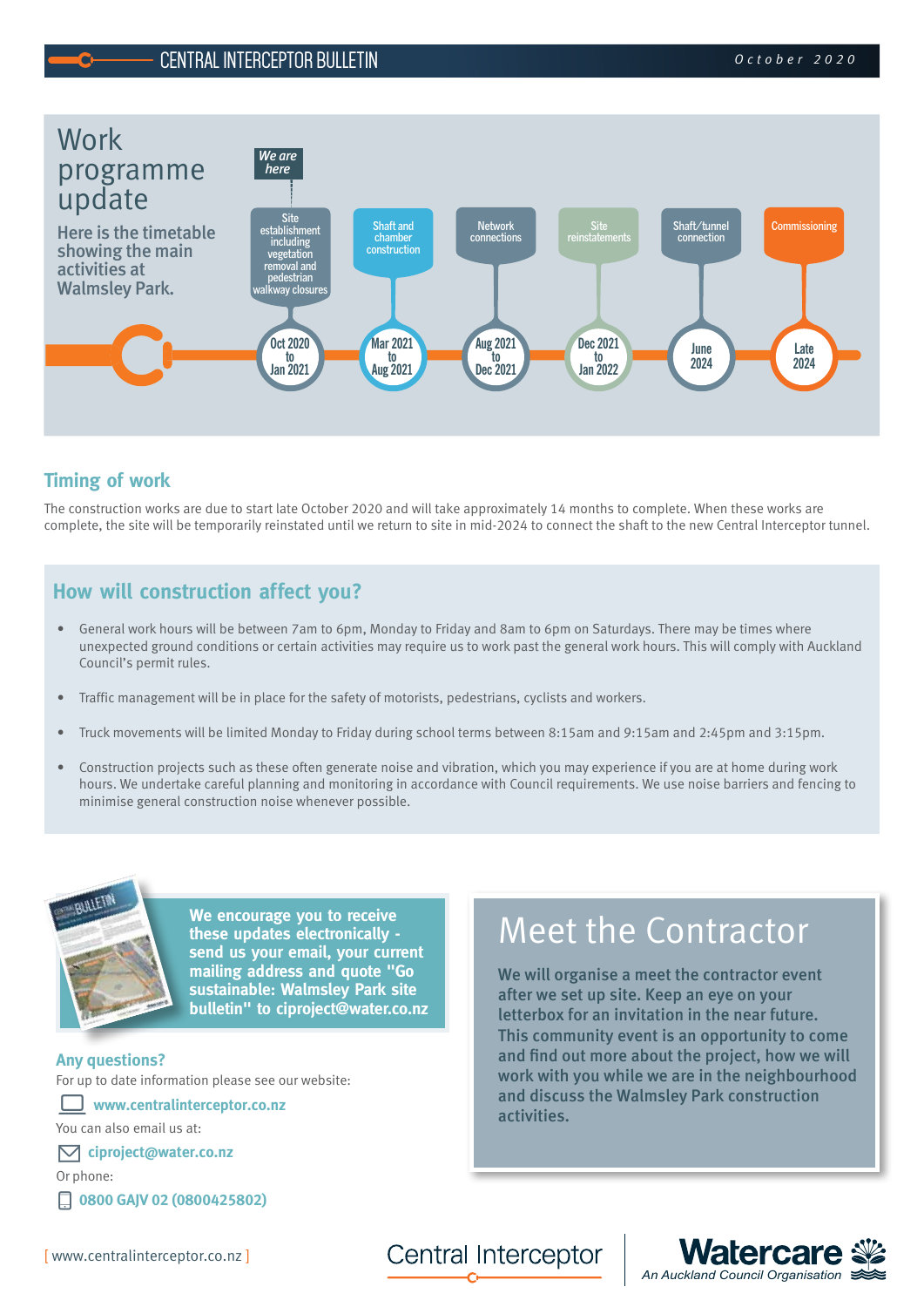# Work programme update

Here is the timetable showing the main activities at Walmsley Park.

*We are here*

Site establishment including vegetation removal and pedestrian walkway closures
Oct 2020 to Jan 2021

Shaft and chamber construction
Mar 2021 to Aug 2021

Network connections
Aug 2021 to Dec 2021

Site reinstatements
Dec 2021 to Jan 2022

Shaft/tunnel connection
June 2024

Commissioning
Late 2024

## Timing of work

The construction works are due to start late October 2020 and will take approximately 14 months to complete. When these works are complete, the site will be temporarily reinstated until we return to site in mid-2024 to connect the shaft to the new Central Interceptor tunnel.

## How will construction affect you?

- General work hours will be between 7am to 6pm, Monday to Friday and 8am to 6pm on Saturdays. There may be times where unexpected ground conditions or certain activities may require us to work past the general work hours. This will comply with Auckland Council's permit rules.
- Traffic management will be in place for the safety of motorists, pedestrians, cyclists and workers.
- Truck movements will be limited Monday to Friday during school terms between 8:15am and 9:15am and 2:45pm and 3:15pm.
- Construction projects such as these often generate noise and vibration, which you may experience if you are at home during work hours. We undertake careful planning and monitoring in accordance with Council requirements. We use noise barriers and fencing to minimise general construction noise whenever possible.

**We encourage you to receive these updates electronically - send us your email, your current mailing address and quote "Go sustainable: Walmsley Park site bulletin" to ciproject@water.co.nz**

### Any questions?

For up to date information please see our website:

www.centralinterceptor.co.nz

You can also email us at:

ciproject@water.co.nz

Or phone:

0800 GAJV 02 (0800425802)

## Meet the Contractor

We will organise a meet the contractor event after we set up site. Keep an eye on your letterbox for an invitation in the near future. This community event is an opportunity to come and find out more about the project, how we will work with you while we are in the neighbourhood and discuss the Walmsley Park construction activities.

[ www.centralinterceptor.co.nz ]

Central Interceptor

Watercare
An Auckland Council Organisation